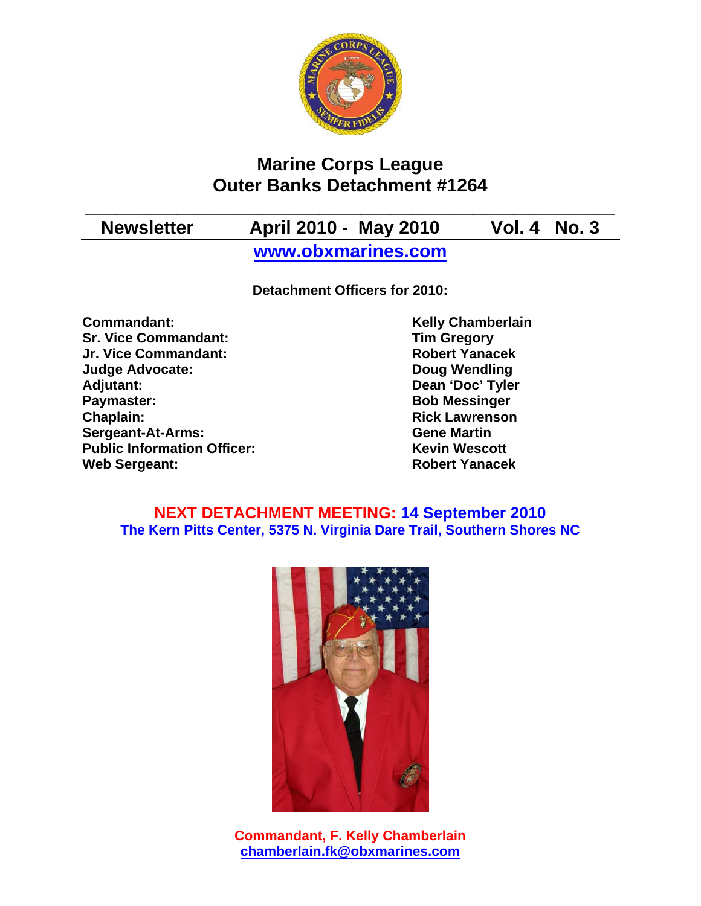# Marine Corps League
# Outer Banks Detachment #1264

**Newsletter** **April 2010 - May 2010** **Vol. 4 No. 3**

**www.obxmarines.com**

**Detachment Officers for 2010:**

| | |
|---|---|
| **Commandant:** | **Kelly Chamberlain** |
| **Sr. Vice Commandant:** | **Tim Gregory** |
| **Jr. Vice Commandant:** | **Robert Yanacek** |
| **Judge Advocate:** | **Doug Wendling** |
| **Adjutant:** | **Dean 'Doc' Tyler** |
| **Paymaster:** | **Bob Messinger** |
| **Chaplain:** | **Rick Lawrenson** |
| **Sergeant-At-Arms:** | **Gene Martin** |
| **Public Information Officer:** | **Kevin Wescott** |
| **Web Sergeant:** | **Robert Yanacek** |

**NEXT DETACHMENT MEETING: 14 September 2010**
**The Kern Pitts Center, 5375 N. Virginia Dare Trail, Southern Shores NC**

**Commandant, F. Kelly Chamberlain**
**chamberlain.fk@obxmarines.com**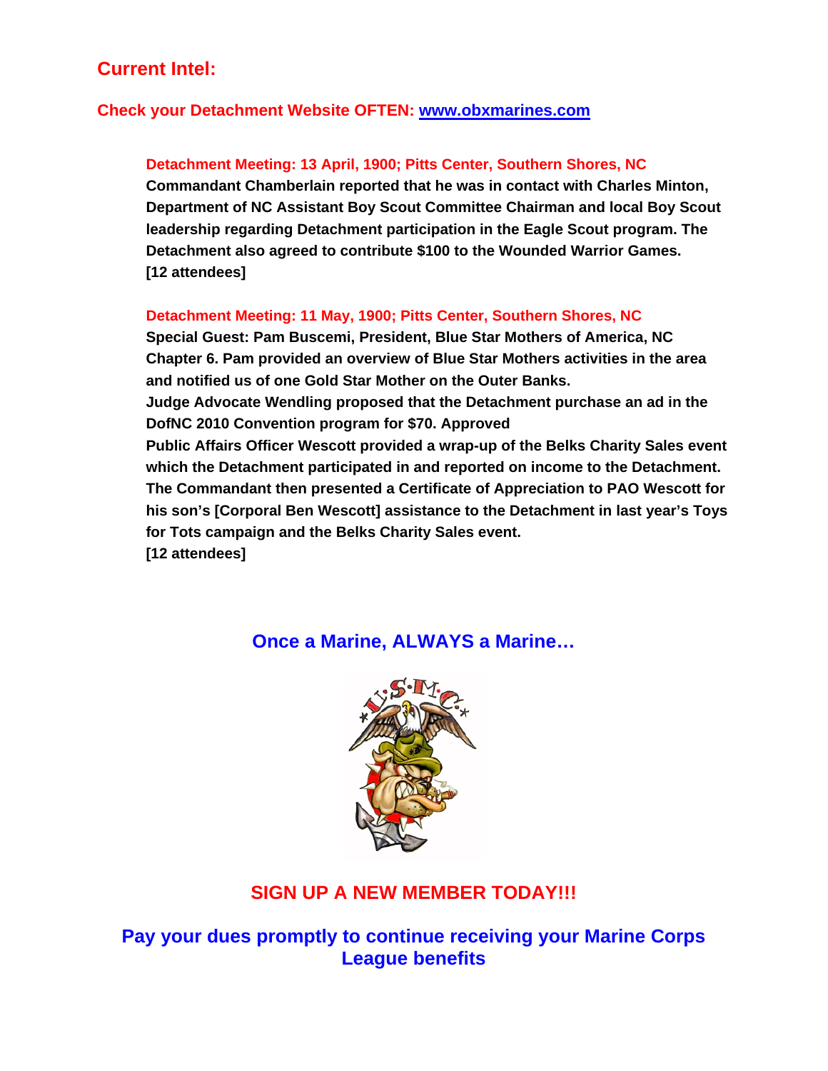## Current Intel:

**Check your Detachment Website OFTEN: [www.obxmarines.com](http://www.obxmarines.com)**

**Detachment Meeting: 13 April, 1900; Pitts Center, Southern Shores, NC**

**Commandant Chamberlain reported that he was in contact with Charles Minton, Department of NC Assistant Boy Scout Committee Chairman and local Boy Scout leadership regarding Detachment participation in the Eagle Scout program. The Detachment also agreed to contribute $100 to the Wounded Warrior Games.**
**[12 attendees]**

**Detachment Meeting: 11 May, 1900; Pitts Center, Southern Shores, NC**

**Special Guest: Pam Buscemi, President, Blue Star Mothers of America, NC Chapter 6. Pam provided an overview of Blue Star Mothers activities in the area and notified us of one Gold Star Mother on the Outer Banks.**
**Judge Advocate Wendling proposed that the Detachment purchase an ad in the DofNC 2010 Convention program for $70. Approved**
**Public Affairs Officer Wescott provided a wrap-up of the Belks Charity Sales event which the Detachment participated in and reported on income to the Detachment. The Commandant then presented a Certificate of Appreciation to PAO Wescott for his son's [Corporal Ben Wescott] assistance to the Detachment in last year's Toys for Tots campaign and the Belks Charity Sales event.**
**[12 attendees]**

**Once a Marine, ALWAYS a Marine…**

**SIGN UP A NEW MEMBER TODAY!!!**

**Pay your dues promptly to continue receiving your Marine Corps League benefits**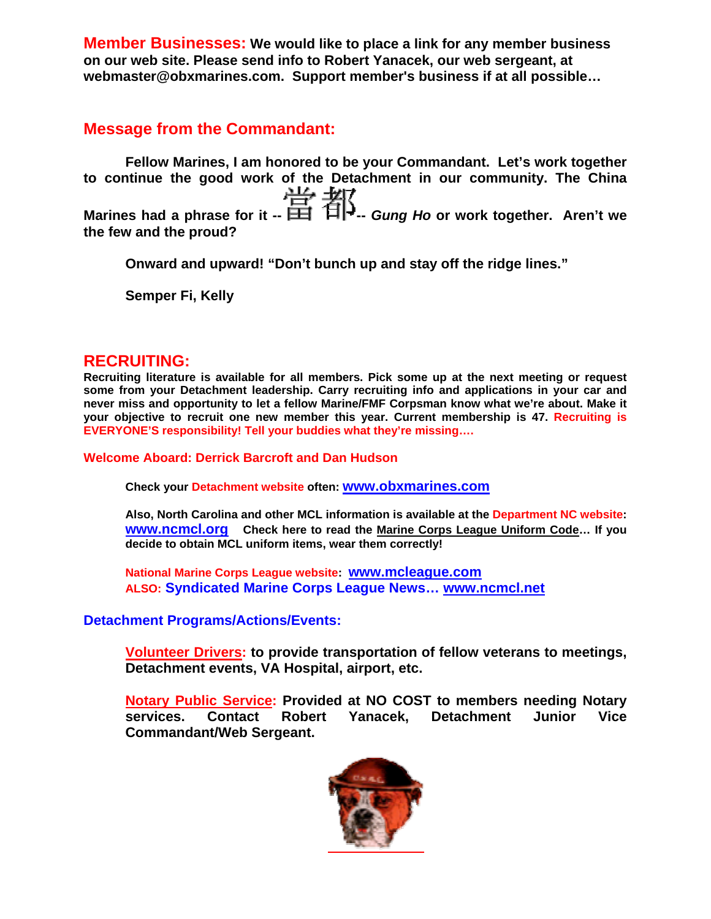**Member Businesses:** **We would like to place a link for any member business on our web site. Please send info to Robert Yanacek, our web sergeant, at webmaster@obxmarines.com. Support member's business if at all possible…**

## Message from the Commandant:

**Fellow Marines, I am honored to be your Commandant. Let's work together to continue the good work of the Detachment in our community. The China Marines had a phrase for it -- 當都 -- *Gung Ho* or work together. Aren't we the few and the proud?**

**Onward and upward! "Don't bunch up and stay off the ridge lines."**

**Semper Fi, Kelly**

## RECRUITING:

**Recruiting literature is available for all members. Pick some up at the next meeting or request some from your Detachment leadership. Carry recruiting info and applications in your car and never miss and opportunity to let a fellow Marine/FMF Corpsman know what we're about. Make it your objective to recruit one new member this year. Current membership is 47. Recruiting is EVERYONE'S responsibility! Tell your buddies what they're missing….**

**Welcome Aboard: Derrick Barcroft and Dan Hudson**

**Check your Detachment website often: www.obxmarines.com**

**Also, North Carolina and other MCL information is available at the Department NC website: www.ncmcl.org Check here to read the Marine Corps League Uniform Code… If you decide to obtain MCL uniform items, wear them correctly!**

**National Marine Corps League website: www.mcleague.com**
**ALSO: Syndicated Marine Corps League News… www.ncmcl.net**

**Detachment Programs/Actions/Events:**

**Volunteer Drivers: to provide transportation of fellow veterans to meetings, Detachment events, VA Hospital, airport, etc.**

**Notary Public Service: Provided at NO COST to members needing Notary services. Contact Robert Yanacek, Detachment Junior Vice Commandant/Web Sergeant.**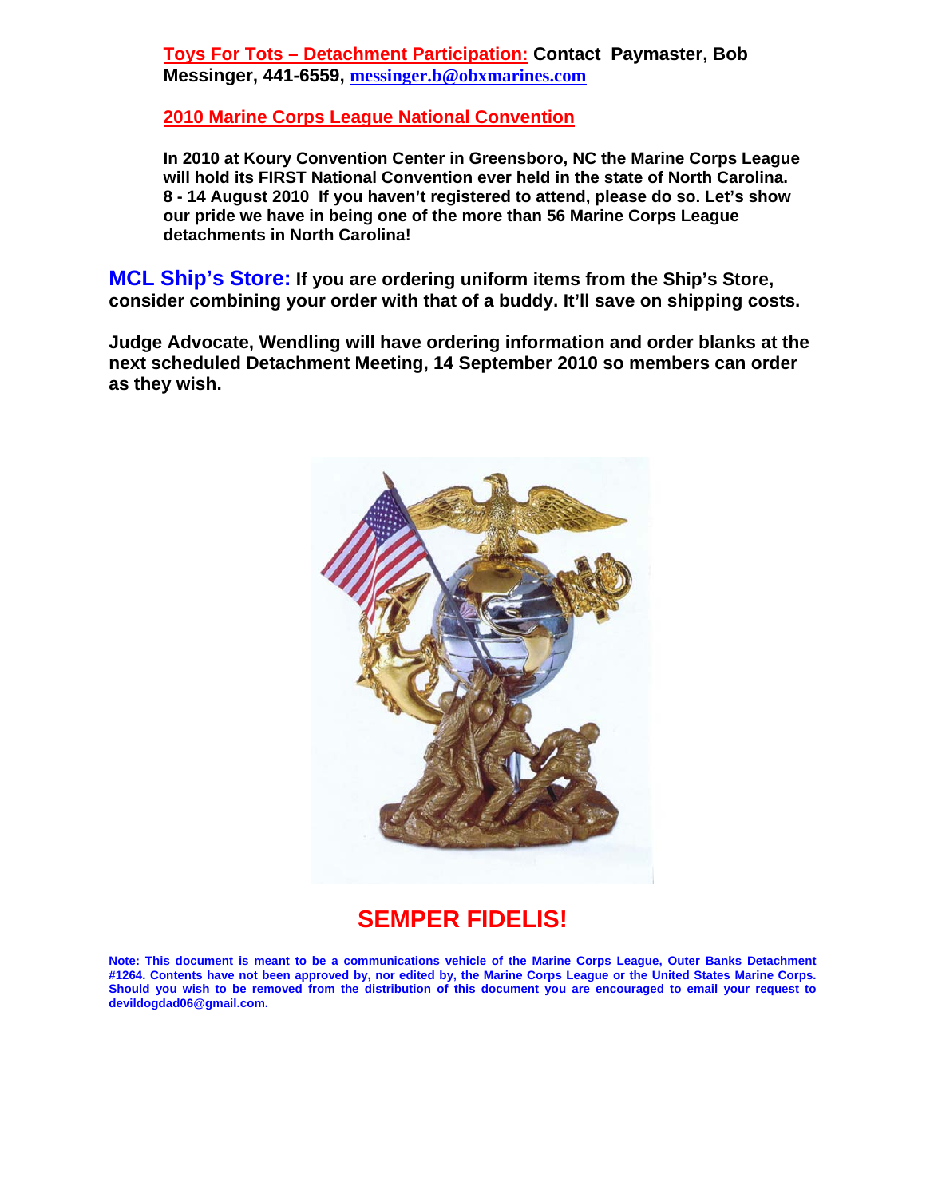**Toys For Tots – Detachment Participation:** **Contact Paymaster, Bob Messinger, 441-6559, messinger.b@obxmarines.com**

**2010 Marine Corps League National Convention**

**In 2010 at Koury Convention Center in Greensboro, NC the Marine Corps League will hold its FIRST National Convention ever held in the state of North Carolina. 8 - 14 August 2010 If you haven't registered to attend, please do so. Let's show our pride we have in being one of the more than 56 Marine Corps League detachments in North Carolina!**

**MCL Ship's Store:** **If you are ordering uniform items from the Ship's Store, consider combining your order with that of a buddy. It'll save on shipping costs.**

**Judge Advocate, Wendling will have ordering information and order blanks at the next scheduled Detachment Meeting, 14 September 2010 so members can order as they wish.**

## SEMPER FIDELIS!

**Note: This document is meant to be a communications vehicle of the Marine Corps League, Outer Banks Detachment #1264. Contents have not been approved by, nor edited by, the Marine Corps League or the United States Marine Corps. Should you wish to be removed from the distribution of this document you are encouraged to email your request to devildogdad06@gmail.com.**